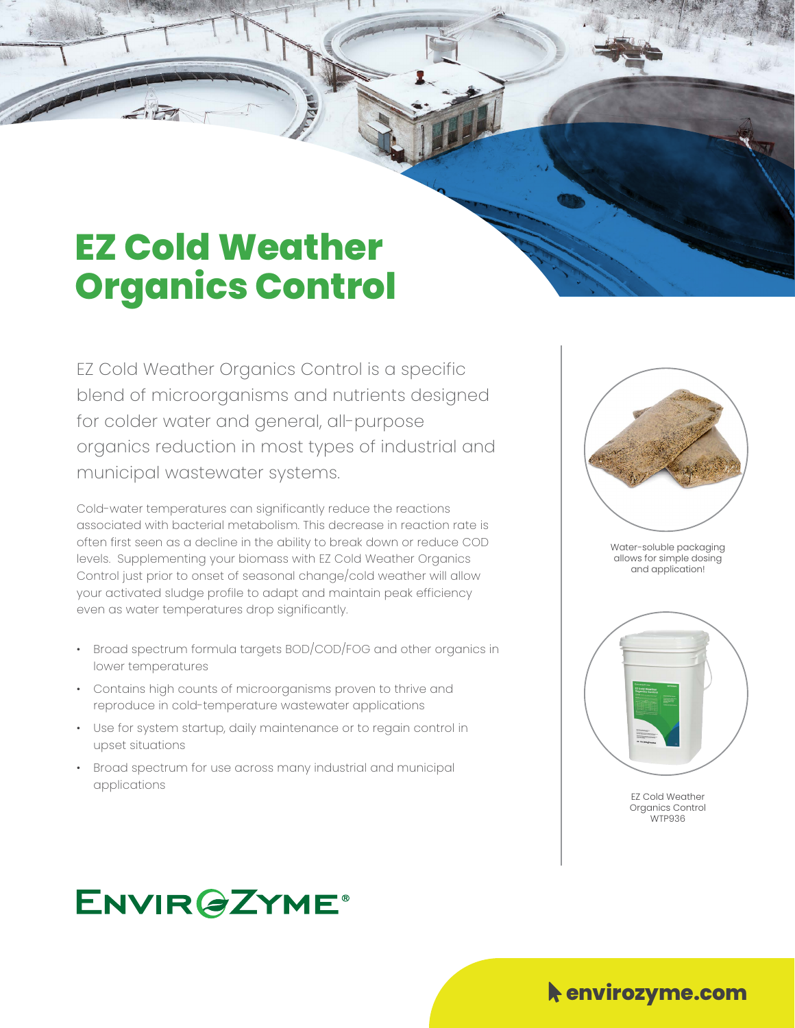# EZ Cold Weather Organics Control

EZ Cold Weather Organics Control is a specific blend of microorganisms and nutrients designed for colder water and general, all-purpose organics reduction in most types of industrial and municipal wastewater systems.

Cold-water temperatures can significantly reduce the reactions associated with bacterial metabolism. This decrease in reaction rate is often first seen as a decline in the ability to break down or reduce COD levels. Supplementing your biomass with EZ Cold Weather Organics Control just prior to onset of seasonal change/cold weather will allow your activated sludge profile to adapt and maintain peak efficiency even as water temperatures drop significantly.

- Broad spectrum formula targets BOD/COD/FOG and other organics in lower temperatures
- Contains high counts of microorganisms proven to thrive and reproduce in cold-temperature wastewater applications
- Use for system startup, daily maintenance or to regain control in upset situations
- Broad spectrum for use across many industrial and municipal applications

Water-soluble packaging allows for simple dosing and application!

EZ Cold Weather Organics Control WTP936

ENVIROZYME®

envirozyme.com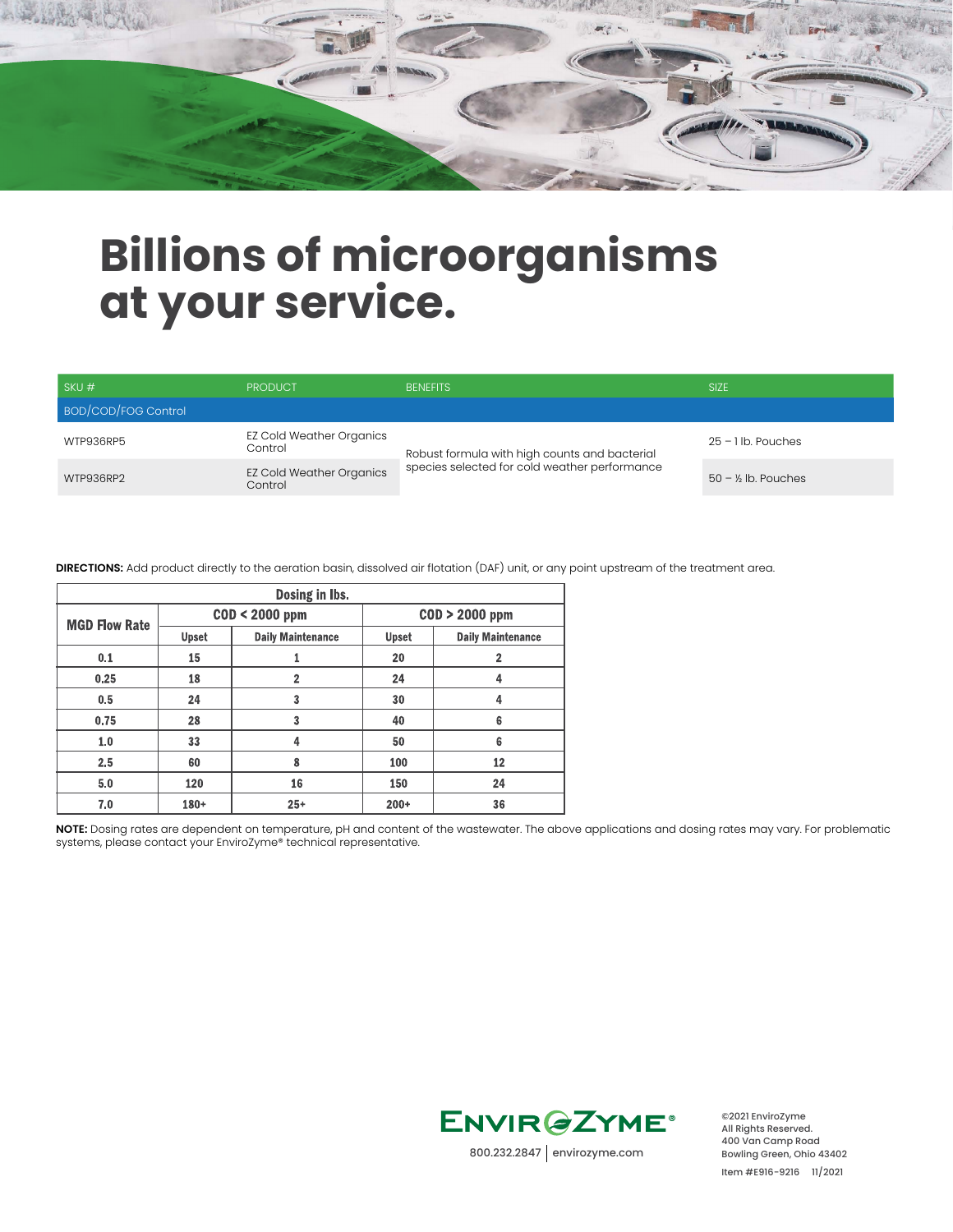# Billions of microorganisms at your service.

| SKU # | PRODUCT | BENEFITS | SIZE |
| --- | --- | --- | --- |
| BOD/COD/FOG Control | | | |
| WTP936RP5 | EZ Cold Weather Organics Control | Robust formula with high counts and bacterial species selected for cold weather performance | 25 – 1 lb. Pouches |
| WTP936RP2 | EZ Cold Weather Organics Control | | 50 – ½ lb. Pouches |

**DIRECTIONS:** Add product directly to the aeration basin, dissolved air flotation (DAF) unit, or any point upstream of the treatment area.

| Dosing in lbs. | | | | |
| --- | --- | --- | --- | --- |
| MGD Flow Rate | COD < 2000 ppm | | COD > 2000 ppm | |
| | Upset | Daily Maintenance | Upset | Daily Maintenance |
| 0.1 | 15 | 1 | 20 | 2 |
| 0.25 | 18 | 2 | 24 | 4 |
| 0.5 | 24 | 3 | 30 | 4 |
| 0.75 | 28 | 3 | 40 | 6 |
| 1.0 | 33 | 4 | 50 | 6 |
| 2.5 | 60 | 8 | 100 | 12 |
| 5.0 | 120 | 16 | 150 | 24 |
| 7.0 | 180+ | 25+ | 200+ | 36 |

**NOTE:** Dosing rates are dependent on temperature, pH and content of the wastewater. The above applications and dosing rates may vary. For problematic systems, please contact your EnviroZyme® technical representative.

ENVIROZYME®

800.232.2847 | envirozyme.com

©2021 EnviroZyme
All Rights Reserved.
400 Van Camp Road
Bowling Green, Ohio 43402

Item #E916-9216 11/2021